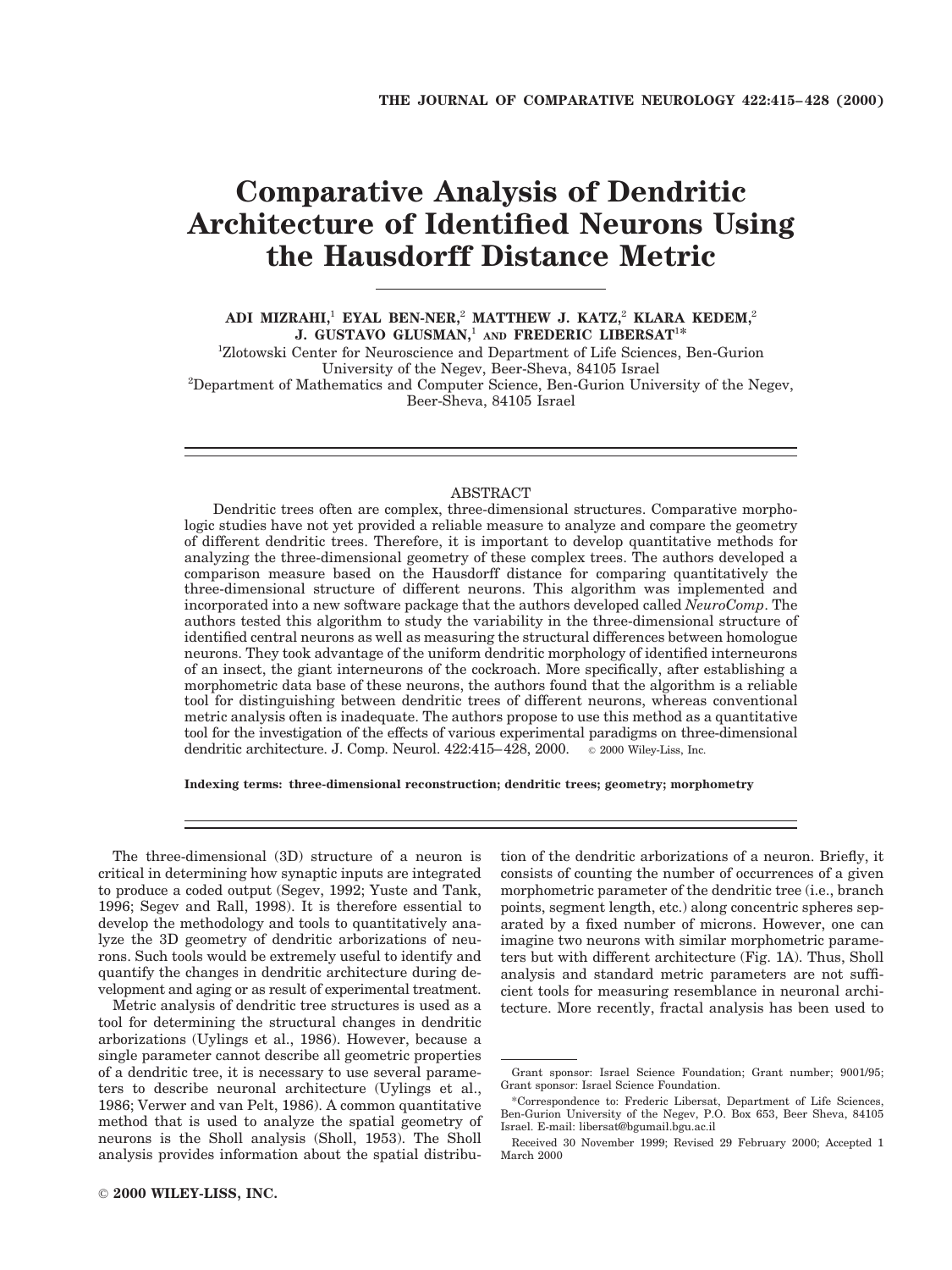# Comparative Analysis of Dendritic Architecture of Identified Neurons Using the Hausdorff Distance Metric

**ADI MIZRAHI,[1] EYAL BEN-NER,[2] MATTHEW J. KATZ,[2] KLARA KEDEM,[2] J. GUSTAVO GLUSMAN,[1] AND FREDERIC LIBERSAT[1*]**

[1]Zlotowski Center for Neuroscience and Department of Life Sciences, Ben-Gurion University of the Negev, Beer-Sheva, 84105 Israel

[2]Department of Mathematics and Computer Science, Ben-Gurion University of the Negev, Beer-Sheva, 84105 Israel

## ABSTRACT

Dendritic trees often are complex, three-dimensional structures. Comparative morphologic studies have not yet provided a reliable measure to analyze and compare the geometry of different dendritic trees. Therefore, it is important to develop quantitative methods for analyzing the three-dimensional geometry of these complex trees. The authors developed a comparison measure based on the Hausdorff distance for comparing quantitatively the three-dimensional structure of different neurons. This algorithm was implemented and incorporated into a new software package that the authors developed called *NeuroComp*. The authors tested this algorithm to study the variability in the three-dimensional structure of identified central neurons as well as measuring the structural differences between homologue neurons. They took advantage of the uniform dendritic morphology of identified interneurons of an insect, the giant interneurons of the cockroach. More specifically, after establishing a morphometric data base of these neurons, the authors found that the algorithm is a reliable tool for distinguishing between dendritic trees of different neurons, whereas conventional metric analysis often is inadequate. The authors propose to use this method as a quantitative tool for the investigation of the effects of various experimental paradigms on three-dimensional dendritic architecture. J. Comp. Neurol. 422:415–428, 2000. © 2000 Wiley-Liss, Inc.

**Indexing terms: three-dimensional reconstruction; dendritic trees; geometry; morphometry**

The three-dimensional (3D) structure of a neuron is critical in determining how synaptic inputs are integrated to produce a coded output (Segev, 1992; Yuste and Tank, 1996; Segev and Rall, 1998). It is therefore essential to develop the methodology and tools to quantitatively analyze the 3D geometry of dendritic arborizations of neurons. Such tools would be extremely useful to identify and quantify the changes in dendritic architecture during development and aging or as result of experimental treatment.

Metric analysis of dendritic tree structures is used as a tool for determining the structural changes in dendritic arborizations (Uylings et al., 1986). However, because a single parameter cannot describe all geometric properties of a dendritic tree, it is necessary to use several parameters to describe neuronal architecture (Uylings et al., 1986; Verwer and van Pelt, 1986). A common quantitative method that is used to analyze the spatial geometry of neurons is the Sholl analysis (Sholl, 1953). The Sholl analysis provides information about the spatial distribution of the dendritic arborizations of a neuron. Briefly, it consists of counting the number of occurrences of a given morphometric parameter of the dendritic tree (i.e., branch points, segment length, etc.) along concentric spheres separated by a fixed number of microns. However, one can imagine two neurons with similar morphometric parameters but with different architecture (Fig. 1A). Thus, Sholl analysis and standard metric parameters are not sufficient tools for measuring resemblance in neuronal architecture. More recently, fractal analysis has been used to

---

Grant sponsor: Israel Science Foundation; Grant number; 9001/95; Grant sponsor: Israel Science Foundation.

*Correspondence to: Frederic Libersat, Department of Life Sciences, Ben-Gurion University of the Negev, P.O. Box 653, Beer Sheva, 84105 Israel. E-mail: libersat@bgumail.bgu.ac.il

Received 30 November 1999; Revised 29 February 2000; Accepted 1 March 2000

© 2000 WILEY-LISS, INC.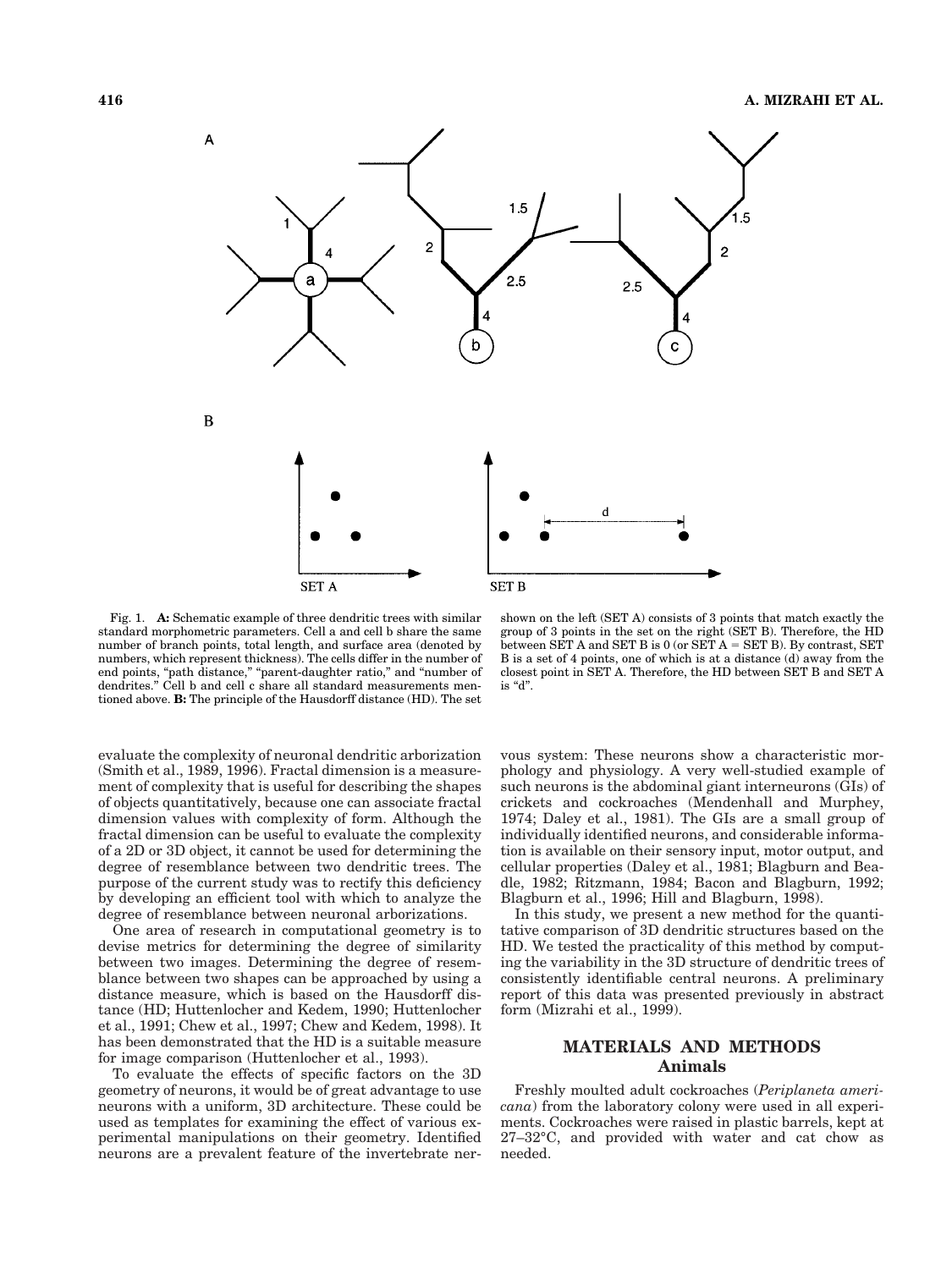Fig. 1. **A:** Schematic example of three dendritic trees with similar standard morphometric parameters. Cell a and cell b share the same number of branch points, total length, and surface area (denoted by numbers, which represent thickness). The cells differ in the number of end points, "path distance," "parent-daughter ratio," and "number of dendrites." Cell b and cell c share all standard measurements mentioned above. **B:** The principle of the Hausdorff distance (HD). The set shown on the left (SET A) consists of 3 points that match exactly the group of 3 points in the set on the right (SET B). Therefore, the HD between SET A and SET B is 0 (or SET A = SET B). By contrast, SET B is a set of 4 points, one of which is at a distance (d) away from the closest point in SET A. Therefore, the HD between SET B and SET A is "d".

evaluate the complexity of neuronal dendritic arborization (Smith et al., 1989, 1996). Fractal dimension is a measurement of complexity that is useful for describing the shapes of objects quantitatively, because one can associate fractal dimension values with complexity of form. Although the fractal dimension can be useful to evaluate the complexity of a 2D or 3D object, it cannot be used for determining the degree of resemblance between two dendritic trees. The purpose of the current study was to rectify this deficiency by developing an efficient tool with which to analyze the degree of resemblance between neuronal arborizations.

One area of research in computational geometry is to devise metrics for determining the degree of similarity between two images. Determining the degree of resemblance between two shapes can be approached by using a distance measure, which is based on the Hausdorff distance (HD; Huttenlocher and Kedem, 1990; Huttenlocher et al., 1991; Chew et al., 1997; Chew and Kedem, 1998). It has been demonstrated that the HD is a suitable measure for image comparison (Huttenlocher et al., 1993).

To evaluate the effects of specific factors on the 3D geometry of neurons, it would be of great advantage to use neurons with a uniform, 3D architecture. These could be used as templates for examining the effect of various experimental manipulations on their geometry. Identified neurons are a prevalent feature of the invertebrate nervous system: These neurons show a characteristic morphology and physiology. A very well-studied example of such neurons is the abdominal giant interneurons (GIs) of crickets and cockroaches (Mendenhall and Murphey, 1974; Daley et al., 1981). The GIs are a small group of individually identified neurons, and considerable information is available on their sensory input, motor output, and cellular properties (Daley et al., 1981; Blagburn and Beadle, 1982; Ritzmann, 1984; Bacon and Blagburn, 1992; Blagburn et al., 1996; Hill and Blagburn, 1998).

In this study, we present a new method for the quantitative comparison of 3D dendritic structures based on the HD. We tested the practicality of this method by computing the variability in the 3D structure of dendritic trees of consistently identifiable central neurons. A preliminary report of this data was presented previously in abstract form (Mizrahi et al., 1999).

## MATERIALS AND METHODS

### Animals

Freshly moulted adult cockroaches (*Periplaneta americana*) from the laboratory colony were used in all experiments. Cockroaches were raised in plastic barrels, kept at 27–32°C, and provided with water and cat chow as needed.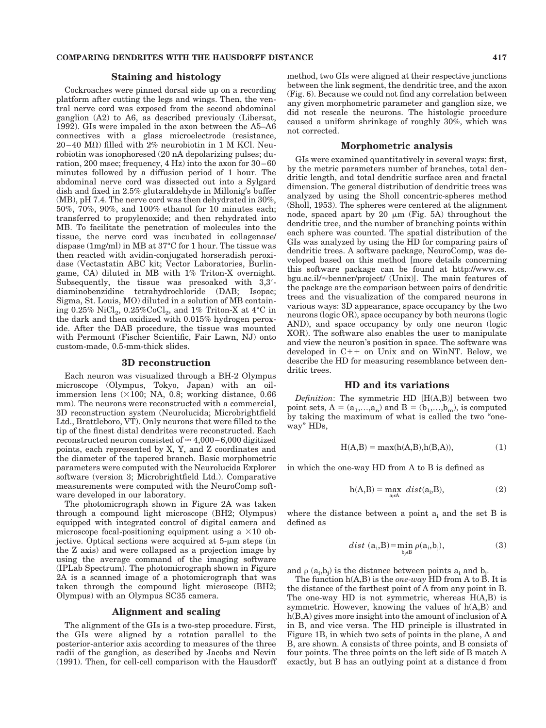## Staining and histology

Cockroaches were pinned dorsal side up on a recording platform after cutting the legs and wings. Then, the ventral nerve cord was exposed from the second abdominal ganglion (A2) to A6, as described previously (Libersat, 1992). GIs were impaled in the axon between the A5–A6 connectives with a glass microelectrode (resistance, 20–40 MΩ) filled with 2% neurobiotin in 1 M KCl. Neurobiotin was ionophoresed (20 nA depolarizing pulses; duration, 200 msec; frequency, 4 Hz) into the axon for 30–60 minutes followed by a diffusion period of 1 hour. The abdominal nerve cord was dissected out into a Sylgard dish and fixed in 2.5% glutaraldehyde in Millonig's buffer (MB), pH 7.4. The nerve cord was then dehydrated in 30%, 50%, 70%, 90%, and 100% ethanol for 10 minutes each; transferred to propylenoxide; and then rehydrated into MB. To facilitate the penetration of molecules into the tissue, the nerve cord was incubated in collagenase/dispase (1mg/ml) in MB at 37°C for 1 hour. The tissue was then reacted with avidin-conjugated horseradish peroxidase (Vectastatin ABC kit; Vector Laboratories, Burlingame, CA) diluted in MB with 1% Triton-X overnight. Subsequently, the tissue was presoaked with 3,3′-diaminobenzidine tetrahydrochloride (DAB; Isopac; Sigma, St. Louis, MO) diluted in a solution of MB containing 0.25% $NiCl_2$, 0.25%$CoCl_2$, and 1% Triton-X at 4°C in the dark and then oxidized with 0.015% hydrogen peroxide. After the DAB procedure, the tissue was mounted with Permount (Fischer Scientific, Fair Lawn, NJ) onto custom-made, 0.5-mm-thick slides.

## 3D reconstruction

Each neuron was visualized through a BH-2 Olympus microscope (Olympus, Tokyo, Japan) with an oil-immersion lens (×100; NA, 0.8; working distance, 0.66 mm). The neurons were reconstructed with a commercial, 3D reconstruction system (Neurolucida; Microbrightfield Ltd., Brattleboro, VT). Only neurons that were filled to the tip of the finest distal dendrites were reconstructed. Each reconstructed neuron consisted of ≈ 4,000–6,000 digitized points, each represented by X, Y, and Z coordinates and the diameter of the tapered branch. Basic morphometric parameters were computed with the Neurolucida Explorer software (version 3; Microbrightfield Ltd.). Comparative measurements were computed with the NeuroComp software developed in our laboratory.

The photomicrograph shown in Figure 2A was taken through a compound light microscope (BH2; Olympus) equipped with integrated control of digital camera and microscope focal-positioning equipment using a ×10 objective. Optical sections were acquired at 5-μm steps (in the Z axis) and were collapsed as a projection image by using the average command of the imaging software (IPLab Spectrum). The photomicrograph shown in Figure 2A is a scanned image of a photomicrograph that was taken through the compound light microscope (BH2; Olympus) with an Olympus SC35 camera.

## Alignment and scaling

The alignment of the GIs is a two-step procedure. First, the GIs were aligned by a rotation parallel to the posterior-anterior axis according to measures of the three radii of the ganglion, as described by Jacobs and Nevin (1991). Then, for cell-cell comparison with the Hausdorff method, two GIs were aligned at their respective junctions between the link segment, the dendritic tree, and the axon (Fig. 6). Because we could not find any correlation between any given morphometric parameter and ganglion size, we did not rescale the neurons. The histologic procedure caused a uniform shrinkage of roughly 30%, which was not corrected.

## Morphometric analysis

GIs were examined quantitatively in several ways: first, by the metric parameters number of branches, total dendritic length, and total dendritic surface area and fractal dimension. The general distribution of dendritic trees was analyzed by using the Sholl concentric-spheres method (Sholl, 1953). The spheres were centered at the alignment node, spaced apart by 20 μm (Fig. 5A) throughout the dendritic tree, and the number of branching points within each sphere was counted. The spatial distribution of the GIs was analyzed by using the HD for comparing pairs of dendritic trees. A software package, NeuroComp, was developed based on this method [more details concerning this software package can be found at http://www.cs.bgu.ac.il/≈benner/project/ (Unix)]. The main features of the package are the comparison between pairs of dendritic trees and the visualization of the compared neurons in various ways: 3D appearance, space occupancy by the two neurons (logic OR), space occupancy by both neurons (logic AND), and space occupancy by only one neuron (logic XOR). The software also enables the user to manipulate and view the neuron's position in space. The software was developed in C++ on Unix and on WinNT. Below, we describe the HD for measuring resemblance between dendritic trees.

## HD and its variations

*Definition*: The symmetric HD [H(A,B)] between two point sets, $A = (a_1,\ldots,a_n)$ and $B = (b_1,\ldots,b_m)$, is computed by taking the maximum of what is called the two "one-way" HDs,

$$H(A,B) = \max(h(A,B),h(B,A)), \tag{1}$$

in which the one-way HD from A to B is defined as

$$h(A,B) = \max_{a_i \epsilon A} \; dist(a_i,B), \tag{2}$$

where the distance between a point $a_i$ and the set B is defined as

$$dist\;(a_i,B) = \min_{b_j \epsilon B} \rho(a_i,b_j), \tag{3}$$

and $\rho\;(a_i,b_j)$ is the distance between points $a_i$ and $b_j$.

The function h(A,B) is the *one-way* HD from A to B. It is the distance of the farthest point of A from any point in B. The one-way HD is not symmetric, whereas H(A,B) is symmetric. However, knowing the values of h(A,B) and h(B,A) gives more insight into the amount of inclusion of A in B, and vice versa. The HD principle is illustrated in Figure 1B, in which two sets of points in the plane, A and B, are shown. A consists of three points, and B consists of four points. The three points on the left side of B match A exactly, but B has an outlying point at a distance d from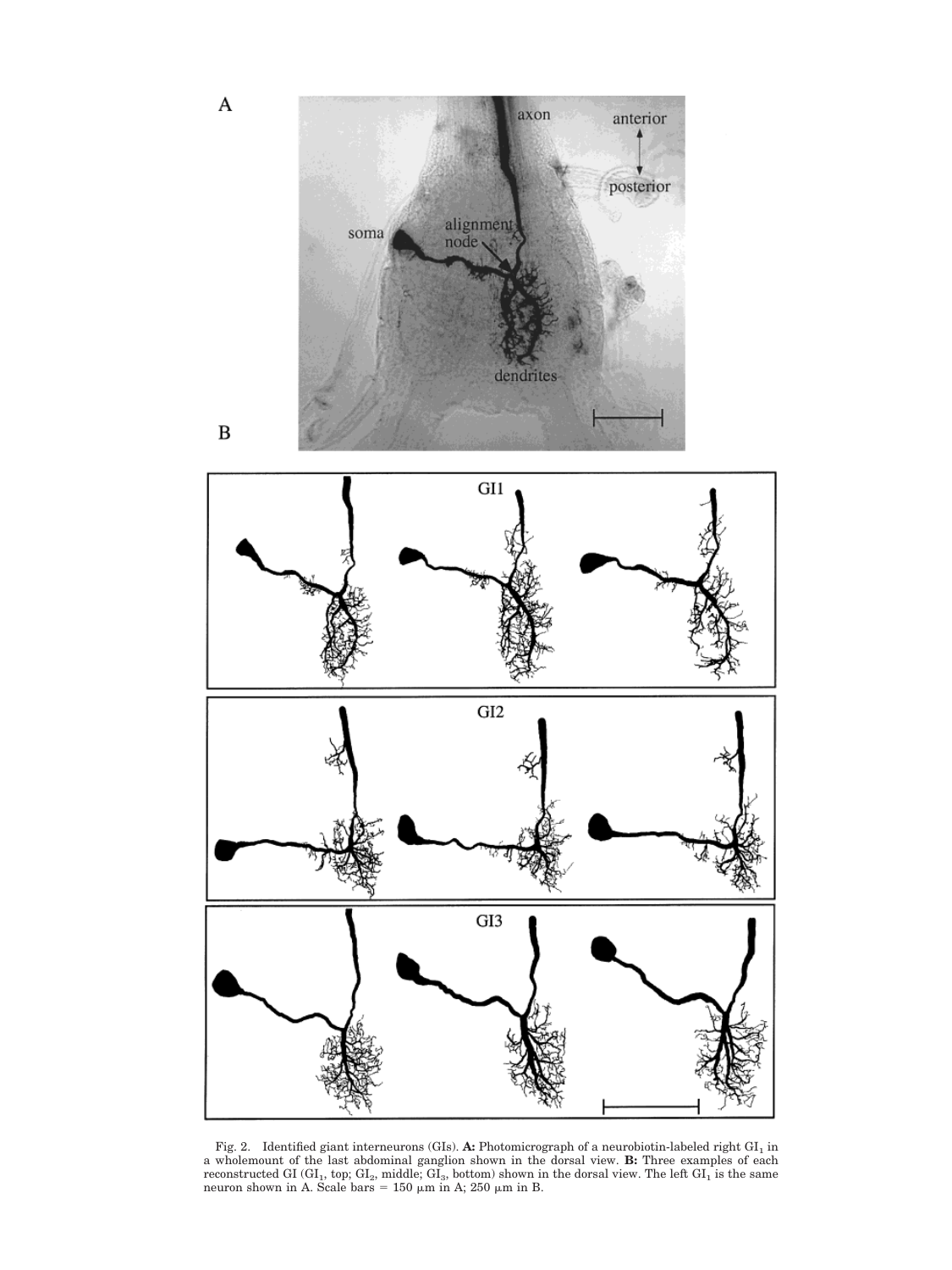Fig. 2. Identified giant interneurons (GIs). **A:** Photomicrograph of a neurobiotin-labeled right $GI_1$ in a wholemount of the last abdominal ganglion shown in the dorsal view. **B:** Three examples of each reconstructed GI ($GI_1$, top; $GI_2$, middle; $GI_3$, bottom) shown in the dorsal view. The left $GI_1$ is the same neuron shown in A. Scale bars = 150 μm in A; 250 μm in B.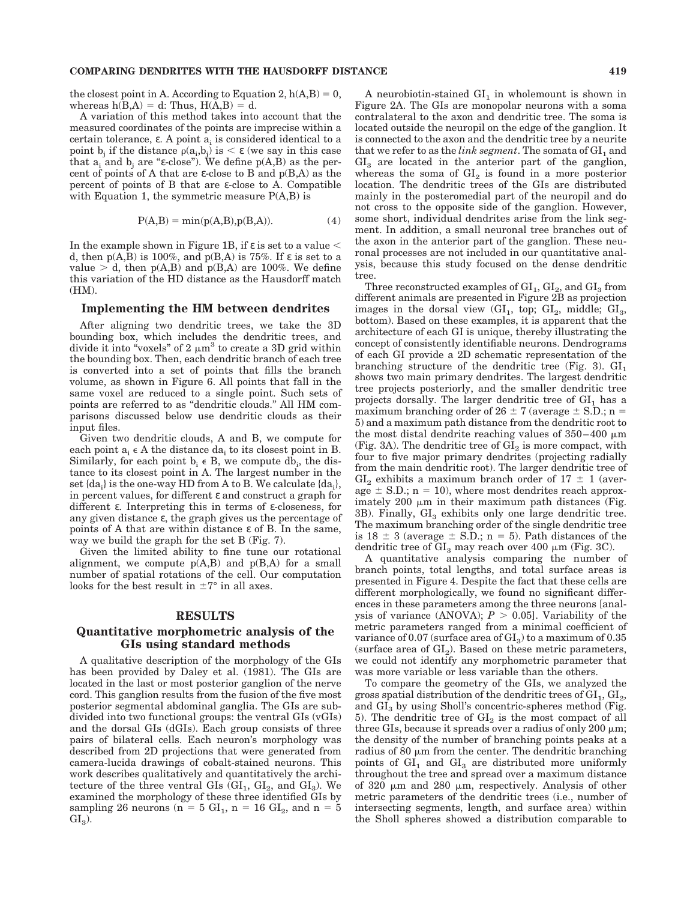the closest point in A. According to Equation 2, $h(A,B) = 0$, whereas $h(B,A) = d$: Thus, $H(A,B) = d$.

A variation of this method takes into account that the measured coordinates of the points are imprecise within a certain tolerance, ε. A point $a_i$ is considered identical to a point $b_j$ if the distance $\rho(a_i,b_j)$ is $< \varepsilon$ (we say in this case that $a_i$ and $b_j$ are "ε-close"). We define p(A,B) as the percent of points of A that are ε-close to B and p(B,A) as the percent of points of B that are ε-close to A. Compatible with Equation 1, the symmetric measure P(A,B) is

$$P(A,B) = \min(p(A,B),p(B,A)). \quad (4)$$

In the example shown in Figure 1B, if ε is set to a value < d, then p(A,B) is 100%, and p(B,A) is 75%. If ε is set to a value > d, then p(A,B) and p(B,A) are 100%. We define this variation of the HD distance as the Hausdorff match (HM).

### Implementing the HM between dendrites

After aligning two dendritic trees, we take the 3D bounding box, which includes the dendritic trees, and divide it into "voxels" of 2 $\mu m^3$ to create a 3D grid within the bounding box. Then, each dendritic branch of each tree is converted into a set of points that fills the branch volume, as shown in Figure 6. All points that fall in the same voxel are reduced to a single point. Such sets of points are referred to as "dendritic clouds." All HM comparisons discussed below use dendritic clouds as their input files.

Given two dendritic clouds, A and B, we compute for each point $a_i \in A$ the distance $da_i$ to its closest point in B. Similarly, for each point $b_i \in B$, we compute $db_i$, the distance to its closest point in A. The largest number in the set $\{da_i\}$ is the one-way HD from A to B. We calculate $\{da_i\}$, in percent values, for different ε and construct a graph for different ε. Interpreting this in terms of ε-closeness, for any given distance ε, the graph gives us the percentage of points of A that are within distance ε of B. In the same, way we build the graph for the set B (Fig. 7).

Given the limited ability to fine tune our rotational alignment, we compute p(A,B) and p(B,A) for a small number of spatial rotations of the cell. Our computation looks for the best result in ±7° in all axes.

## RESULTS

### Quantitative morphometric analysis of the GIs using standard methods

A qualitative description of the morphology of the GIs has been provided by Daley et al. (1981). The GIs are located in the last or most posterior ganglion of the nerve cord. This ganglion results from the fusion of the five most posterior segmental abdominal ganglia. The GIs are subdivided into two functional groups: the ventral GIs (vGIs) and the dorsal GIs (dGIs). Each group consists of three pairs of bilateral cells. Each neuron's morphology was described from 2D projections that were generated from camera-lucida drawings of cobalt-stained neurons. This work describes qualitatively and quantitatively the architecture of the three ventral GIs ($GI_1$, $GI_2$, and $GI_3$). We examined the morphology of these three identified GIs by sampling 26 neurons ($n = 5$ $GI_1$, $n = 16$ $GI_2$, and $n = 5$ $GI_3$).

A neurobiotin-stained $GI_1$ in wholemount is shown in Figure 2A. The GIs are monopolar neurons with a soma contralateral to the axon and dendritic tree. The soma is located outside the neuropil on the edge of the ganglion. It is connected to the axon and the dendritic tree by a neurite that we refer to as the *link segment*. The somata of $GI_1$ and $GI_3$ are located in the anterior part of the ganglion, whereas the soma of $GI_2$ is found in a more posterior location. The dendritic trees of the GIs are distributed mainly in the posteromedial part of the neuropil and do not cross to the opposite side of the ganglion. However, some short, individual dendrites arise from the link segment. In addition, a small neuronal tree branches out of the axon in the anterior part of the ganglion. These neuronal processes are not included in our quantitative analysis, because this study focused on the dense dendritic tree.

Three reconstructed examples of $GI_1$, $GI_2$, and $GI_3$ from different animals are presented in Figure 2B as projection images in the dorsal view ($GI_1$, top; $GI_2$, middle; $GI_3$, bottom). Based on these examples, it is apparent that the architecture of each GI is unique, thereby illustrating the concept of consistently identifiable neurons. Dendrograms of each GI provide a 2D schematic representation of the branching structure of the dendritic tree (Fig. 3). $GI_1$ shows two main primary dendrites. The largest dendritic tree projects posteriorly, and the smaller dendritic tree projects dorsally. The larger dendritic tree of $GI_1$ has a maximum branching order of $26 \pm 7$ (average ± S.D.; $n = 5$) and a maximum path distance from the dendritic root to the most distal dendrite reaching values of 350–400 μm (Fig. 3A). The dendritic tree of $GI_2$ is more compact, with four to five major primary dendrites (projecting radially from the main dendritic root). The larger dendritic tree of $GI_2$ exhibits a maximum branch order of $17 \pm 1$ (average ± S.D.; $n = 10$), where most dendrites reach approximately 200 μm in their maximum path distances (Fig. 3B). Finally, $GI_3$ exhibits only one large dendritic tree. The maximum branching order of the single dendritic tree is $18 \pm 3$ (average ± S.D.; $n = 5$). Path distances of the dendritic tree of $GI_3$ may reach over 400 μm (Fig. 3C).

A quantitative analysis comparing the number of branch points, total lengths, and total surface areas is presented in Figure 4. Despite the fact that these cells are different morphologically, we found no significant differences in these parameters among the three neurons [analysis of variance (ANOVA); $P > 0.05$]. Variability of the metric parameters ranged from a minimal coefficient of variance of 0.07 (surface area of $GI_3$) to a maximum of 0.35 (surface area of $GI_2$). Based on these metric parameters, we could not identify any morphometric parameter that was more variable or less variable than the others.

To compare the geometry of the GIs, we analyzed the gross spatial distribution of the dendritic trees of $GI_1$, $GI_2$, and $GI_3$ by using Sholl's concentric-spheres method (Fig. 5). The dendritic tree of $GI_2$ is the most compact of all three GIs, because it spreads over a radius of only 200 μm; the density of the number of branching points peaks at a radius of 80 μm from the center. The dendritic branching points of $GI_1$ and $GI_3$ are distributed more uniformly throughout the tree and spread over a maximum distance of 320 μm and 280 μm, respectively. Analysis of other metric parameters of the dendritic trees (i.e., number of intersecting segments, length, and surface area) within the Sholl spheres showed a distribution comparable to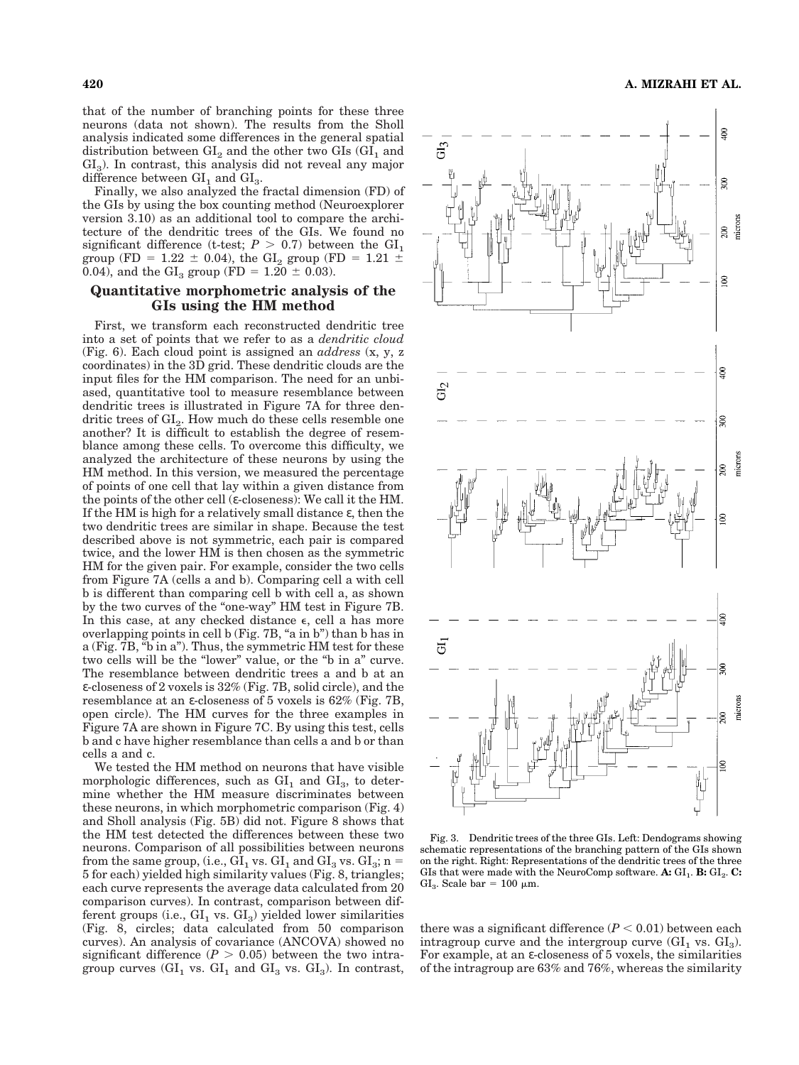that of the number of branching points for these three neurons (data not shown). The results from the Sholl analysis indicated some differences in the general spatial distribution between $GI_2$ and the other two GIs ($GI_1$ and $GI_3$). In contrast, this analysis did not reveal any major difference between $GI_1$ and $GI_3$.

Finally, we also analyzed the fractal dimension (FD) of the GIs by using the box counting method (Neuroexplorer version 3.10) as an additional tool to compare the architecture of the dendritic trees of the GIs. We found no significant difference (t-test; $P > 0.7$) between the $GI_1$ group (FD = 1.22 ± 0.04), the $GI_2$ group (FD = 1.21 ± 0.04), and the $GI_3$ group (FD = 1.20 ± 0.03).

## Quantitative morphometric analysis of the GIs using the HM method

First, we transform each reconstructed dendritic tree into a set of points that we refer to as a *dendritic cloud* (Fig. 6). Each cloud point is assigned an *address* (x, y, z coordinates) in the 3D grid. These dendritic clouds are the input files for the HM comparison. The need for an unbiased, quantitative tool to measure resemblance between dendritic trees is illustrated in Figure 7A for three dendritic trees of $GI_2$. How much do these cells resemble one another? It is difficult to establish the degree of resemblance among these cells. To overcome this difficulty, we analyzed the architecture of these neurons by using the HM method. In this version, we measured the percentage of points of one cell that lay within a given distance from the points of the other cell (ε-closeness): We call it the HM. If the HM is high for a relatively small distance ε, then the two dendritic trees are similar in shape. Because the test described above is not symmetric, each pair is compared twice, and the lower HM is then chosen as the symmetric HM for the given pair. For example, consider the two cells from Figure 7A (cells a and b). Comparing cell a with cell b is different than comparing cell b with cell a, as shown by the two curves of the "one-way" HM test in Figure 7B. In this case, at any checked distance ϵ, cell a has more overlapping points in cell b (Fig. 7B, "a in b") than b has in a (Fig. 7B, "b in a"). Thus, the symmetric HM test for these two cells will be the "lower" value, or the "b in a" curve. The resemblance between dendritic trees a and b at an ε-closeness of 2 voxels is 32% (Fig. 7B, solid circle), and the resemblance at an ε-closeness of 5 voxels is 62% (Fig. 7B, open circle). The HM curves for the three examples in Figure 7A are shown in Figure 7C. By using this test, cells b and c have higher resemblance than cells a and b or than cells a and c.

We tested the HM method on neurons that have visible morphologic differences, such as $GI_1$ and $GI_3$, to determine whether the HM measure discriminates between these neurons, in which morphometric comparison (Fig. 4) and Sholl analysis (Fig. 5B) did not. Figure 8 shows that the HM test detected the differences between these two neurons. Comparison of all possibilities between neurons from the same group, (i.e., $GI_1$ vs. $GI_1$ and $GI_3$ vs. $GI_3$; $n = 5$ for each) yielded high similarity values (Fig. 8, triangles; each curve represents the average data calculated from 20 comparison curves). In contrast, comparison between different groups (i.e., $GI_1$ vs. $GI_3$) yielded lower similarities (Fig. 8, circles; data calculated from 50 comparison curves). An analysis of covariance (ANCOVA) showed no significant difference ($P > 0.05$) between the two intragroup curves ($GI_1$ vs. $GI_1$ and $GI_3$ vs. $GI_3$). In contrast, there was a significant difference ($P < 0.01$) between each intragroup curve and the intergroup curve ($GI_1$ vs. $GI_3$). For example, at an ε-closeness of 5 voxels, the similarities of the intragroup are 63% and 76%, whereas the similarity

Fig. 3. Dendritic trees of the three GIs. Left: Dendograms showing schematic representations of the branching pattern of the GIs shown on the right. Right: Representations of the dendritic trees of the three GIs that were made with the NeuroComp software. **A:** $GI_1$. **B:** $GI_2$. **C:** $GI_3$. Scale bar = 100 μm.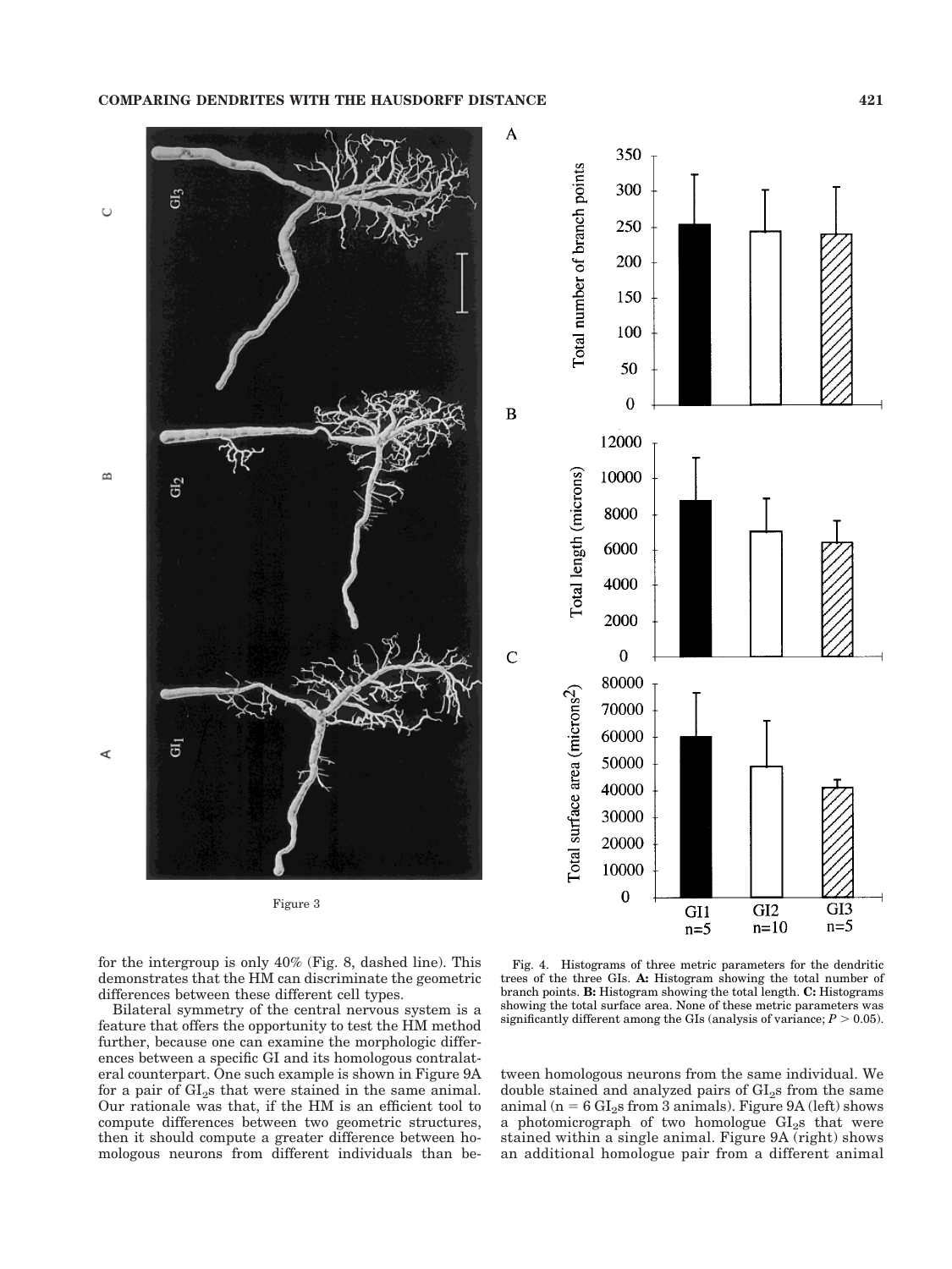Figure 3

Fig. 4. Histograms of three metric parameters for the dendritic trees of the three GIs. **A:** Histogram showing the total number of branch points. **B:** Histogram showing the total length. **C:** Histograms showing the total surface area. None of these metric parameters was significantly different among the GIs (analysis of variance; $P > 0.05$).

for the intergroup is only 40% (Fig. 8, dashed line). This demonstrates that the HM can discriminate the geometric differences between these different cell types.

Bilateral symmetry of the central nervous system is a feature that offers the opportunity to test the HM method further, because one can examine the morphologic differences between a specific GI and its homologous contralateral counterpart. One such example is shown in Figure 9A for a pair of $GI_2$s that were stained in the same animal. Our rationale was that, if the HM is an efficient tool to compute differences between two geometric structures, then it should compute a greater difference between homologous neurons from different individuals than between homologous neurons from the same individual. We double stained and analyzed pairs of $GI_2$s from the same animal ($n = 6$ $GI_2$s from 3 animals). Figure 9A (left) shows a photomicrograph of two homologue $GI_2$s that were stained within a single animal. Figure 9A (right) shows an additional homologue pair from a different animal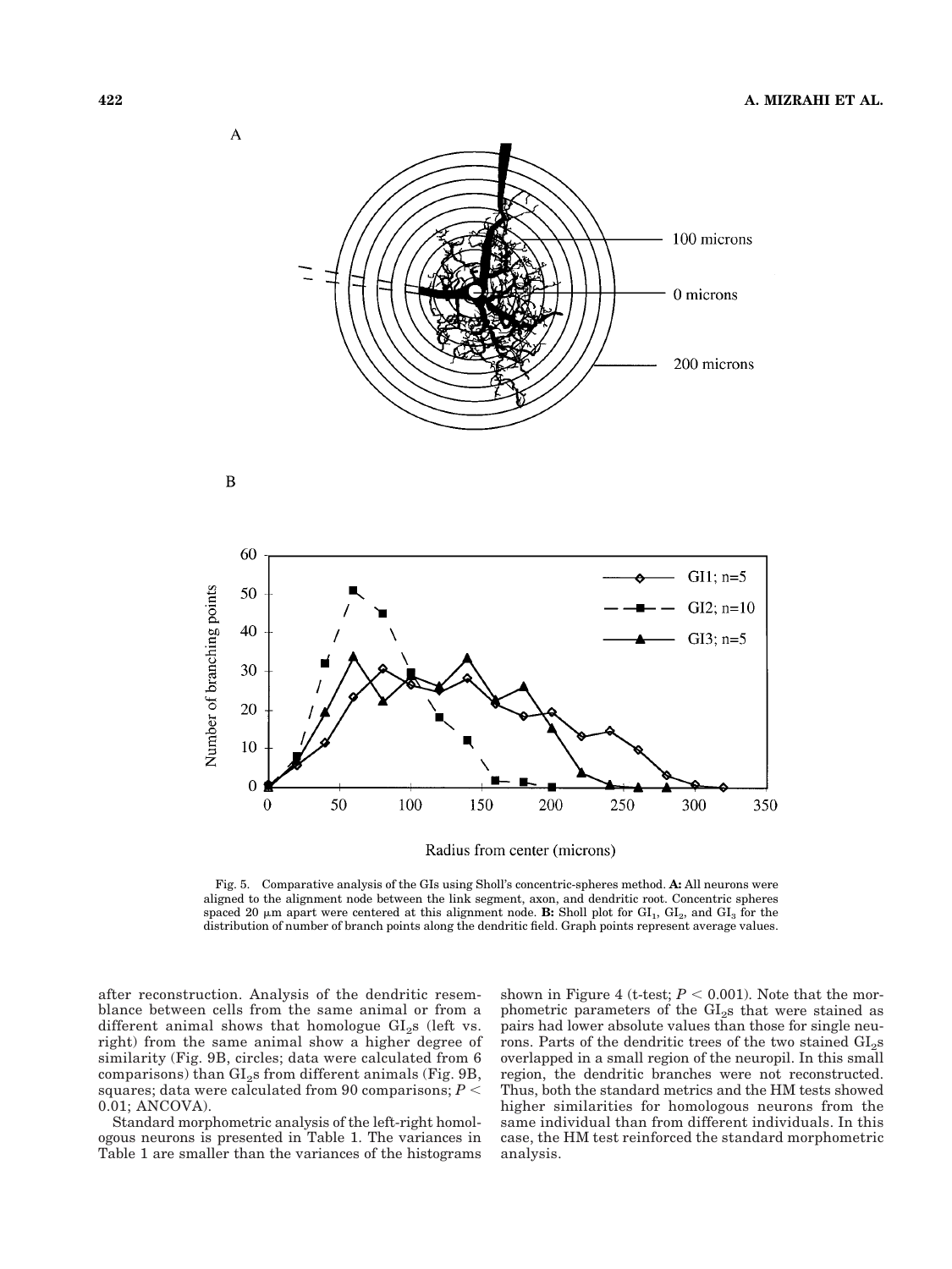Fig. 5. Comparative analysis of the GIs using Sholl's concentric-spheres method. **A:** All neurons were aligned to the alignment node between the link segment, axon, and dendritic root. Concentric spheres spaced 20 μm apart were centered at this alignment node. **B:** Sholl plot for $GI_1$, $GI_2$, and $GI_3$ for the distribution of number of branch points along the dendritic field. Graph points represent average values.

after reconstruction. Analysis of the dendritic resemblance between cells from the same animal or from a different animal shows that homologue $GI_2$s (left vs. right) from the same animal show a higher degree of similarity (Fig. 9B, circles; data were calculated from 6 comparisons) than $GI_2$s from different animals (Fig. 9B, squares; data were calculated from 90 comparisons; $P < 0.01$; ANCOVA).

Standard morphometric analysis of the left-right homologous neurons is presented in Table 1. The variances in Table 1 are smaller than the variances of the histograms shown in Figure 4 (t-test; $P < 0.001$). Note that the morphometric parameters of the $GI_2$s that were stained as pairs had lower absolute values than those for single neurons. Parts of the dendritic trees of the two stained $GI_2$s overlapped in a small region of the neuropil. In this small region, the dendritic branches were not reconstructed. Thus, both the standard metrics and the HM tests showed higher similarities for homologous neurons from the same individual than from different individuals. In this case, the HM test reinforced the standard morphometric analysis.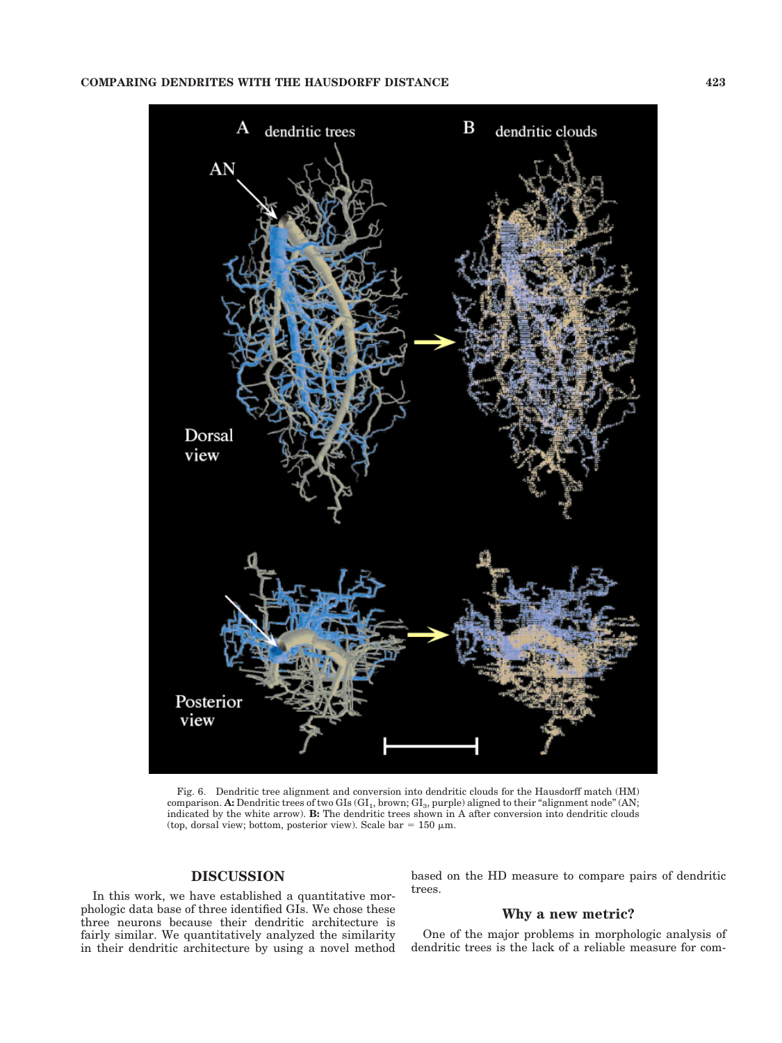Fig. 6. Dendritic tree alignment and conversion into dendritic clouds for the Hausdorff match (HM) comparison. **A:** Dendritic trees of two GIs ($GI_1$, brown; $GI_3$, purple) aligned to their "alignment node" (AN; indicated by the white arrow). **B:** The dendritic trees shown in A after conversion into dendritic clouds (top, dorsal view; bottom, posterior view). Scale bar = 150 µm.

## DISCUSSION

In this work, we have established a quantitative morphologic data base of three identified GIs. We chose these three neurons because their dendritic architecture is fairly similar. We quantitatively analyzed the similarity in their dendritic architecture by using a novel method based on the HD measure to compare pairs of dendritic trees.

### Why a new metric?

One of the major problems in morphologic analysis of dendritic trees is the lack of a reliable measure for com-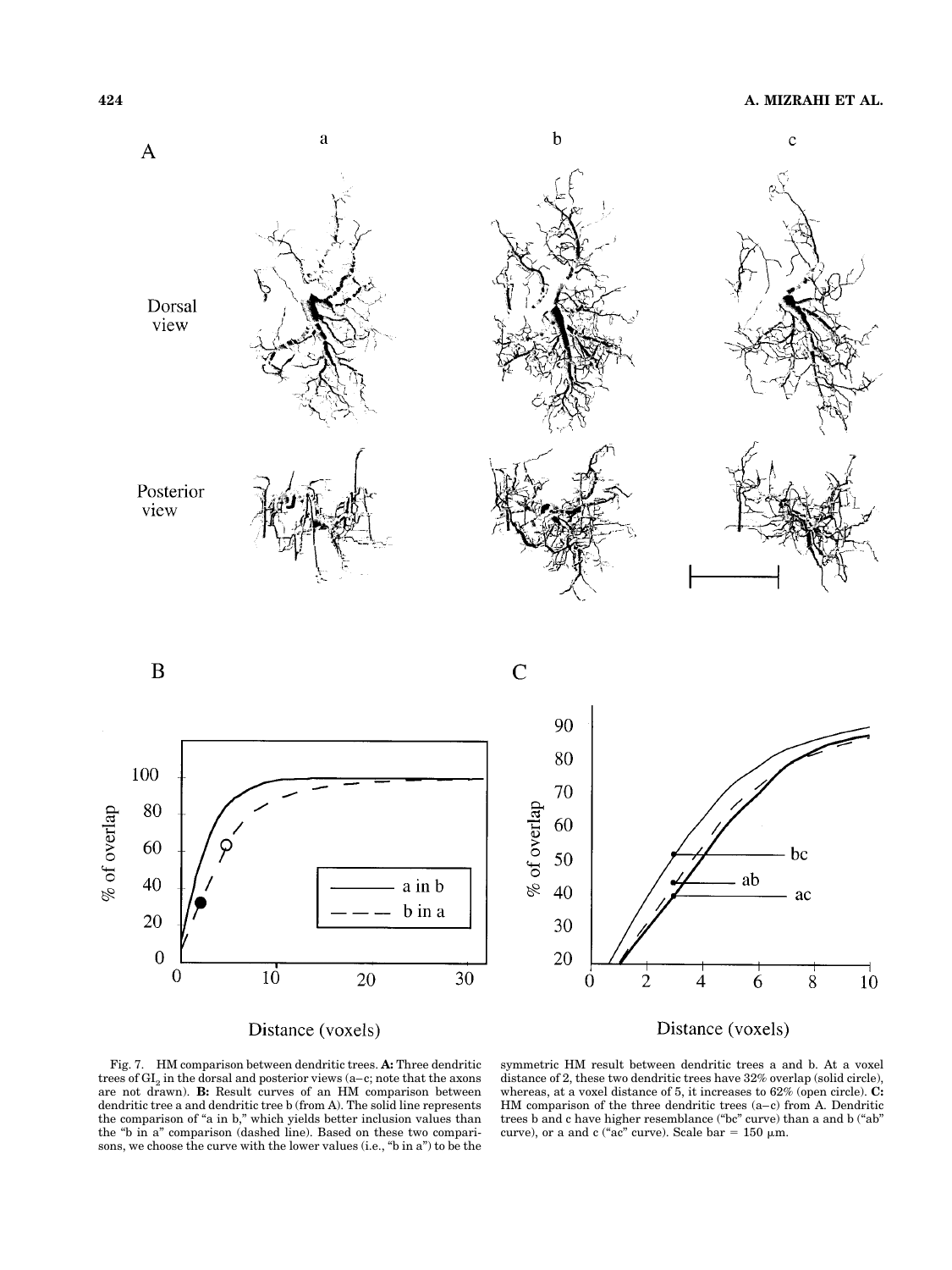Fig. 7. HM comparison between dendritic trees. **A:** Three dendritic trees of $GL_2$ in the dorsal and posterior views (a–c; note that the axons are not drawn). **B:** Result curves of an HM comparison between dendritic tree a and dendritic tree b (from A). The solid line represents the comparison of "a in b," which yields better inclusion values than the "b in a" comparison (dashed line). Based on these two comparisons, we choose the curve with the lower values (i.e., "b in a") to be the symmetric HM result between dendritic trees a and b. At a voxel distance of 2, these two dendritic trees have 32% overlap (solid circle), whereas, at a voxel distance of 5, it increases to 62% (open circle). **C:** HM comparison of the three dendritic trees (a–c) from A. Dendritic trees b and c have higher resemblance ("bc" curve) than a and b ("ab" curve), or a and c ("ac" curve). Scale bar = 150 μm.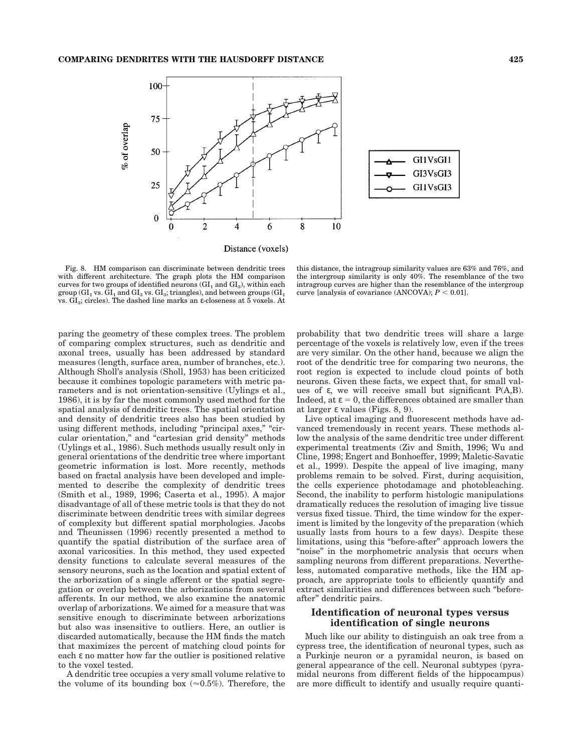Fig. 8. HM comparison can discriminate between dendritic trees with different architecture. The graph plots the HM comparison curves for two groups of identified neurons ($GI_1$ and $GI_3$), within each group ($GI_1$ vs. $GI_1$ and $GI_3$ vs. $GI_3$; triangles), and between groups ($GI_1$ vs. $GI_3$; circles). The dashed line marks an ε-closeness at 5 voxels. At this distance, the intragroup similarity values are 63% and 76%, and the intergroup similarity is only 40%. The resemblance of the two intragroup curves are higher than the resemblance of the intergroup curve [analysis of covariance (ANCOVA); $P < 0.01$].

paring the geometry of these complex trees. The problem of comparing complex structures, such as dendritic and axonal trees, usually has been addressed by standard measures (length, surface area, number of branches, etc.). Although Sholl's analysis (Sholl, 1953) has been criticized because it combines topologic parameters with metric parameters and is not orientation-sensitive (Uylings et al., 1986), it is by far the most commonly used method for the spatial analysis of dendritic trees. The spatial orientation and density of dendritic trees also has been studied by using different methods, including "principal axes," "circular orientation," and "cartesian grid density" methods (Uylings et al., 1986). Such methods usually result only in general orientations of the dendritic tree where important geometric information is lost. More recently, methods based on fractal analysis have been developed and implemented to describe the complexity of dendritic trees (Smith et al., 1989, 1996; Caserta et al., 1995). A major disadvantage of all of these metric tools is that they do not discriminate between dendritic trees with similar degrees of complexity but different spatial morphologies. Jacobs and Theunissen (1996) recently presented a method to quantify the spatial distribution of the surface area of axonal varicosities. In this method, they used expected density functions to calculate several measures of the sensory neurons, such as the location and spatial extent of the arborization of a single afferent or the spatial segregation or overlap between the arborizations from several afferents. In our method, we also examine the anatomic overlap of arborizations. We aimed for a measure that was sensitive enough to discriminate between arborizations but also was insensitive to outliers. Here, an outlier is discarded automatically, because the HM finds the match that maximizes the percent of matching cloud points for each ε no matter how far the outlier is positioned relative to the voxel tested.

A dendritic tree occupies a very small volume relative to the volume of its bounding box (≈0.5%). Therefore, the probability that two dendritic trees will share a large percentage of the voxels is relatively low, even if the trees are very similar. On the other hand, because we align the root of the dendritic tree for comparing two neurons, the root region is expected to include cloud points of both neurons. Given these facts, we expect that, for small values of ε, we will receive small but significant P(A,B). Indeed, at ε = 0, the differences obtained are smaller than at larger ε values (Figs. 8, 9).

Live optical imaging and fluorescent methods have advanced tremendously in recent years. These methods allow the analysis of the same dendritic tree under different experimental treatments (Ziv and Smith, 1996; Wu and Cline, 1998; Engert and Bonhoeffer, 1999; Maletic-Savatic et al., 1999). Despite the appeal of live imaging, many problems remain to be solved. First, during acquisition, the cells experience photodamage and photobleaching. Second, the inability to perform histologic manipulations dramatically reduces the resolution of imaging live tissue versus fixed tissue. Third, the time window for the experiment is limited by the longevity of the preparation (which usually lasts from hours to a few days). Despite these limitations, using this "before-after" approach lowers the "noise" in the morphometric analysis that occurs when sampling neurons from different preparations. Nevertheless, automated comparative methods, like the HM approach, are appropriate tools to efficiently quantify and extract similarities and differences between such "before-after" dendritic pairs.

## Identification of neuronal types versus identification of single neurons

Much like our ability to distinguish an oak tree from a cypress tree, the identification of neuronal types, such as a Purkinje neuron or a pyramidal neuron, is based on general appearance of the cell. Neuronal subtypes (pyramidal neurons from different fields of the hippocampus) are more difficult to identify and usually require quanti-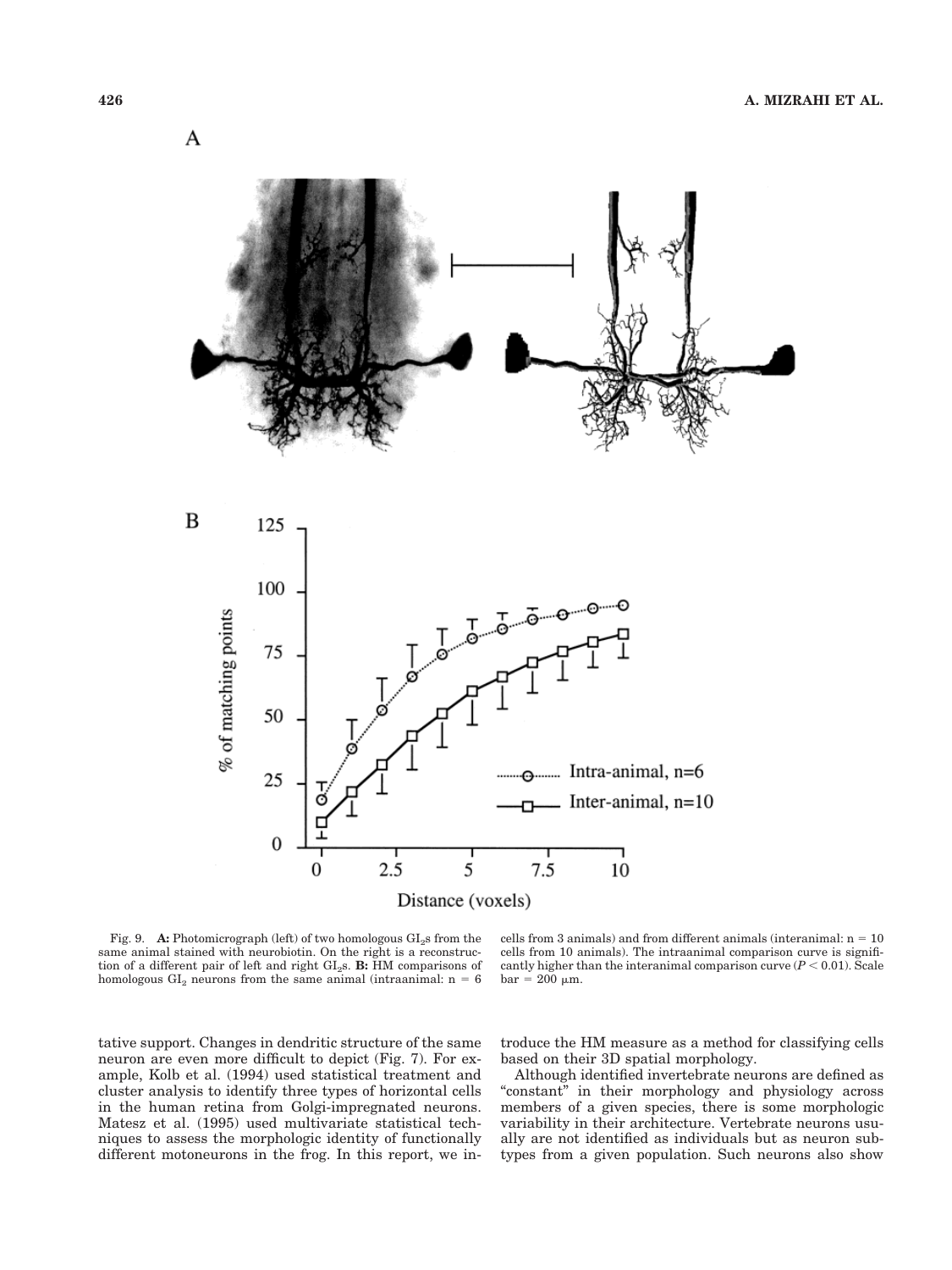Fig. 9. **A:** Photomicrograph (left) of two homologous $GI_2$s from the same animal stained with neurobiotin. On the right is a reconstruction of a different pair of left and right $GI_2$s. **B:** HM comparisons of homologous $GI_2$ neurons from the same animal (intraanimal: n = 6 cells from 3 animals) and from different animals (interanimal: n = 10 cells from 10 animals). The intraanimal comparison curve is significantly higher than the interanimal comparison curve ($P < 0.01$). Scale bar = 200 μm.

tative support. Changes in dendritic structure of the same neuron are even more difficult to depict (Fig. 7). For example, Kolb et al. (1994) used statistical treatment and cluster analysis to identify three types of horizontal cells in the human retina from Golgi-impregnated neurons. Matesz et al. (1995) used multivariate statistical techniques to assess the morphologic identity of functionally different motoneurons in the frog. In this report, we introduce the HM measure as a method for classifying cells based on their 3D spatial morphology.

Although identified invertebrate neurons are defined as "constant" in their morphology and physiology across members of a given species, there is some morphologic variability in their architecture. Vertebrate neurons usually are not identified as individuals but as neuron subtypes from a given population. Such neurons also show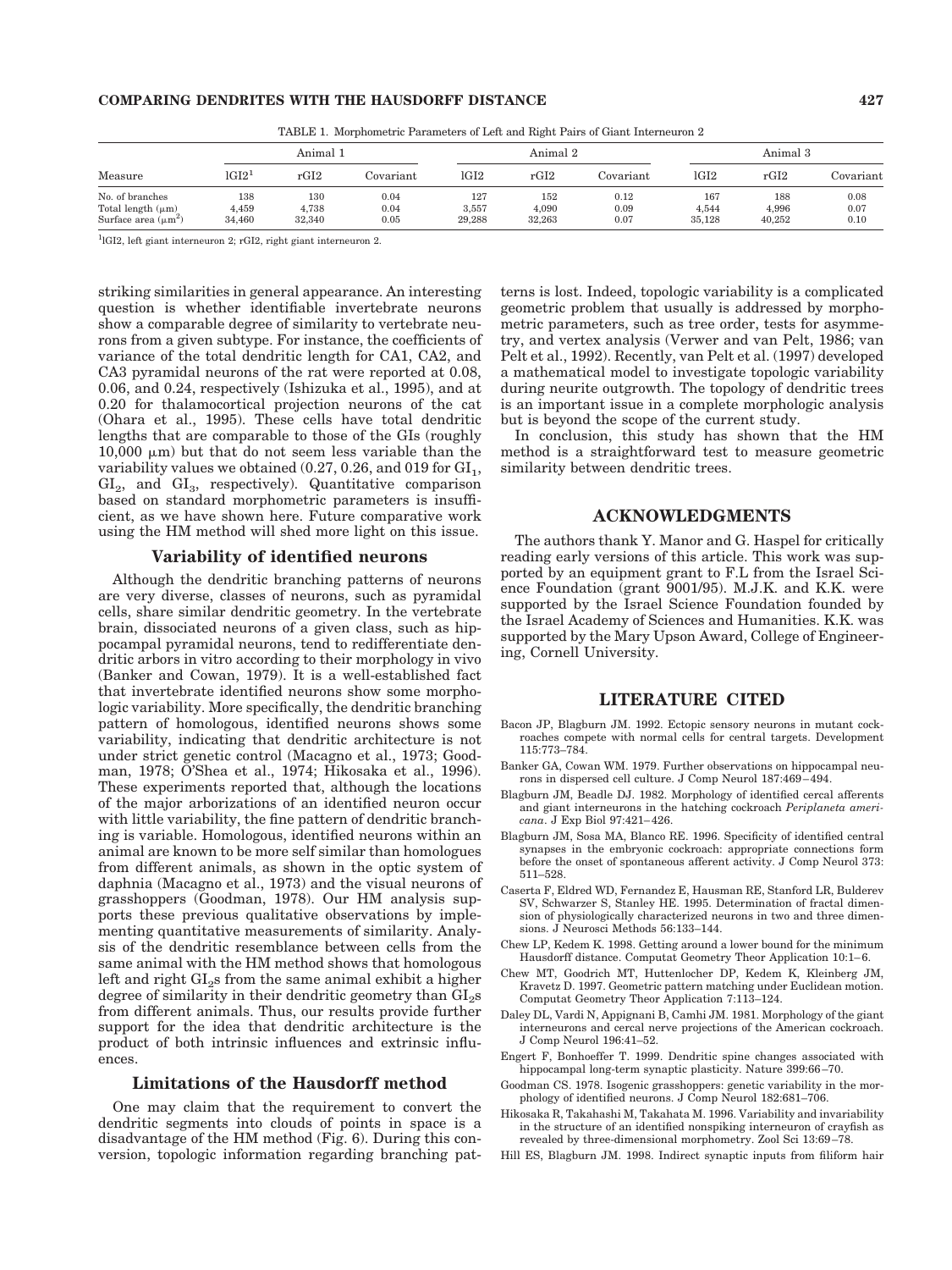TABLE 1. Morphometric Parameters of Left and Right Pairs of Giant Interneuron 2

| Measure | Animal 1 | | | Animal 2 | | | Animal 3 | | |
|---|---|---|---|---|---|---|---|---|---|
| | lGI2[1] | rGI2 | Covariant | lGI2 | rGI2 | Covariant | lGI2 | rGI2 | Covariant |
| No. of branches | 138 | 130 | 0.04 | 127 | 152 | 0.12 | 167 | 188 | 0.08 |
| Total length (μm) | 4,459 | 4,738 | 0.04 | 3,557 | 4,090 | 0.09 | 4,544 | 4,996 | 0.07 |
| Surface area (μm$^2$) | 34,460 | 32,340 | 0.05 | 29,288 | 32,263 | 0.07 | 35,128 | 40,252 | 0.10 |

[1]lGI2, left giant interneuron 2; rGI2, right giant interneuron 2.

striking similarities in general appearance. An interesting question is whether identifiable invertebrate neurons show a comparable degree of similarity to vertebrate neurons from a given subtype. For instance, the coefficients of variance of the total dendritic length for CA1, CA2, and CA3 pyramidal neurons of the rat were reported at 0.08, 0.06, and 0.24, respectively (Ishizuka et al., 1995), and at 0.20 for thalamocortical projection neurons of the cat (Ohara et al., 1995). These cells have total dendritic lengths that are comparable to those of the GIs (roughly 10,000 μm) but that do not seem less variable than the variability values we obtained (0.27, 0.26, and 019 for $GI_1$, $GI_2$, and $GI_3$, respectively). Quantitative comparison based on standard morphometric parameters is insufficient, as we have shown here. Future comparative work using the HM method will shed more light on this issue.

## Variability of identified neurons

Although the dendritic branching patterns of neurons are very diverse, classes of neurons, such as pyramidal cells, share similar dendritic geometry. In the vertebrate brain, dissociated neurons of a given class, such as hippocampal pyramidal neurons, tend to redifferentiate dendritic arbors in vitro according to their morphology in vivo (Banker and Cowan, 1979). It is a well-established fact that invertebrate identified neurons show some morphologic variability. More specifically, the dendritic branching pattern of homologous, identified neurons shows some variability, indicating that dendritic architecture is not under strict genetic control (Macagno et al., 1973; Goodman, 1978; O'Shea et al., 1974; Hikosaka et al., 1996). These experiments reported that, although the locations of the major arborizations of an identified neuron occur with little variability, the fine pattern of dendritic branching is variable. Homologous, identified neurons within an animal are known to be more self similar than homologues from different animals, as shown in the optic system of daphnia (Macagno et al., 1973) and the visual neurons of grasshoppers (Goodman, 1978). Our HM analysis supports these previous qualitative observations by implementing quantitative measurements of similarity. Analysis of the dendritic resemblance between cells from the same animal with the HM method shows that homologous left and right $GI_2$s from the same animal exhibit a higher degree of similarity in their dendritic geometry than $GI_2$s from different animals. Thus, our results provide further support for the idea that dendritic architecture is the product of both intrinsic influences and extrinsic influences.

## Limitations of the Hausdorff method

One may claim that the requirement to convert the dendritic segments into clouds of points in space is a disadvantage of the HM method (Fig. 6). During this conversion, topologic information regarding branching patterns is lost. Indeed, topologic variability is a complicated geometric problem that usually is addressed by morphometric parameters, such as tree order, tests for asymmetry, and vertex analysis (Verwer and van Pelt, 1986; van Pelt et al., 1992). Recently, van Pelt et al. (1997) developed a mathematical model to investigate topologic variability during neurite outgrowth. The topology of dendritic trees is an important issue in a complete morphologic analysis but is beyond the scope of the current study.

In conclusion, this study has shown that the HM method is a straightforward test to measure geometric similarity between dendritic trees.

## ACKNOWLEDGMENTS

The authors thank Y. Manor and G. Haspel for critically reading early versions of this article. This work was supported by an equipment grant to F.L from the Israel Science Foundation (grant 9001/95). M.J.K. and K.K. were supported by the Israel Science Foundation founded by the Israel Academy of Sciences and Humanities. K.K. was supported by the Mary Upson Award, College of Engineering, Cornell University.

## LITERATURE CITED

Bacon JP, Blagburn JM. 1992. Ectopic sensory neurons in mutant cockroaches compete with normal cells for central targets. Development 115:773–784.

Banker GA, Cowan WM. 1979. Further observations on hippocampal neurons in dispersed cell culture. J Comp Neurol 187:469–494.

Blagburn JM, Beadle DJ. 1982. Morphology of identified cercal afferents and giant interneurons in the hatching cockroach *Periplaneta americana*. J Exp Biol 97:421–426.

Blagburn JM, Sosa MA, Blanco RE. 1996. Specificity of identified central synapses in the embryonic cockroach: appropriate connections form before the onset of spontaneous afferent activity. J Comp Neurol 373: 511–528.

Caserta F, Eldred WD, Fernandez E, Hausman RE, Stanford LR, Bulderev SV, Schwarzer S, Stanley HE. 1995. Determination of fractal dimension of physiologically characterized neurons in two and three dimensions. J Neurosci Methods 56:133–144.

Chew LP, Kedem K. 1998. Getting around a lower bound for the minimum Hausdorff distance. Computat Geometry Theor Application 10:1–6.

Chew MT, Goodrich MT, Huttenlocher DP, Kedem K, Kleinberg JM, Kravetz D. 1997. Geometric pattern matching under Euclidean motion. Computat Geometry Theor Application 7:113–124.

Daley DL, Vardi N, Appignani B, Camhi JM. 1981. Morphology of the giant interneurons and cercal nerve projections of the American cockroach. J Comp Neurol 196:41–52.

Engert F, Bonhoeffer T. 1999. Dendritic spine changes associated with hippocampal long-term synaptic plasticity. Nature 399:66–70.

Goodman CS. 1978. Isogenic grasshoppers: genetic variability in the morphology of identified neurons. J Comp Neurol 182:681–706.

Hikosaka R, Takahashi M, Takahata M. 1996. Variability and invariability in the structure of an identified nonspiking interneuron of crayfish as revealed by three-dimensional morphometry. Zool Sci 13:69–78.

Hill ES, Blagburn JM. 1998. Indirect synaptic inputs from filiform hair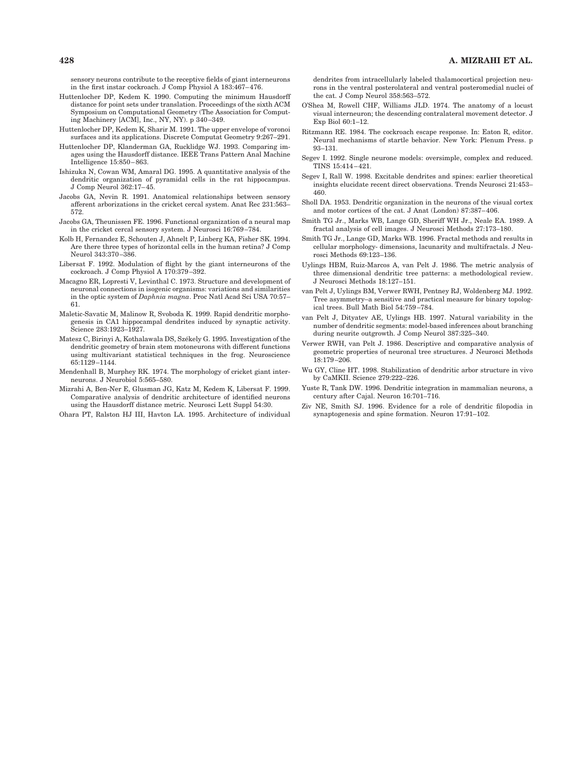sensory neurons contribute to the receptive fields of giant interneurons in the first instar cockroach. J Comp Physiol A 183:467–476.

Huttenlocher DP, Kedem K. 1990. Computing the minimum Hausdorff distance for point sets under translation. Proceedings of the sixth ACM Symposium on Computational Geometry (The Association for Computing Machinery [ACM], Inc., NY, NY). p 340–349.

Huttenlocher DP, Kedem K, Sharir M. 1991. The upper envelope of voronoi surfaces and its applications. Discrete Computat Geometry 9:267–291.

Huttenlocher DP, Klanderman GA, Rucklidge WJ. 1993. Comparing images using the Hausdorff distance. IEEE Trans Pattern Anal Machine Intelligence 15:850–863.

Ishizuka N, Cowan WM, Amaral DG. 1995. A quantitative analysis of the dendritic organization of pyramidal cells in the rat hippocampus. J Comp Neurol 362:17–45.

Jacobs GA, Nevin R. 1991. Anatomical relationships between sensory afferent arborizations in the cricket cercal system. Anat Rec 231:563–572.

Jacobs GA, Theunissen FE. 1996. Functional organization of a neural map in the cricket cercal sensory system. J Neurosci 16:769–784.

Kolb H, Fernandez E, Schouten J, Ahnelt P, Linberg KA, Fisher SK. 1994. Are there three types of horizontal cells in the human retina? J Comp Neurol 343:370–386.

Libersat F. 1992. Modulation of flight by the giant interneurons of the cockroach. J Comp Physiol A 170:379–392.

Macagno ER, Lopresti V, Levinthal C. 1973. Structure and development of neuronal connections in isogenic organisms: variations and similarities in the optic system of *Daphnia magna*. Proc Natl Acad Sci USA 70:57–61.

Maletic-Savatic M, Malinow R, Svoboda K. 1999. Rapid dendritic morphogenesis in CA1 hippocampal dendrites induced by synaptic activity. Science 283:1923–1927.

Matesz C, Birinyi A, Kothalawala DS, Székely G. 1995. Investigation of the dendritic geometry of brain stem motoneurons with different functions using multivariant statistical techniques in the frog. Neuroscience 65:1129–1144.

Mendenhall B, Murphey RK. 1974. The morphology of cricket giant interneurons. J Neurobiol 5:565–580.

Mizrahi A, Ben-Ner E, Glusman JG, Katz M, Kedem K, Libersat F. 1999. Comparative analysis of dendritic architecture of identified neurons using the Hausdorff distance metric. Neurosci Lett Suppl 54:30.

Ohara PT, Ralston HJ III, Havton LA. 1995. Architecture of individual dendrites from intracellularly labeled thalamocortical projection neurons in the ventral posterolateral and ventral posteromedial nuclei of the cat. J Comp Neurol 358:563–572.

O'Shea M, Rowell CHF, Williams JLD. 1974. The anatomy of a locust visual interneuron; the descending contralateral movement detector. J Exp Biol 60:1–12.

Ritzmann RE. 1984. The cockroach escape response. In: Eaton R, editor. Neural mechanisms of startle behavior. New York: Plenum Press. p 93–131.

Segev I. 1992. Single neurone models: oversimple, complex and reduced. TINS 15:414–421.

Segev I, Rall W. 1998. Excitable dendrites and spines: earlier theoretical insights elucidate recent direct observations. Trends Neurosci 21:453–460.

Sholl DA. 1953. Dendritic organization in the neurons of the visual cortex and motor cortices of the cat. J Anat (London) 87:387–406.

Smith TG Jr., Marks WB, Lange GD, Sheriff WH Jr., Neale EA. 1989. A fractal analysis of cell images. J Neurosci Methods 27:173–180.

Smith TG Jr., Lange GD, Marks WB. 1996. Fractal methods and results in cellular morphology- dimensions, lacunarity and multifractals. J Neurosci Methods 69:123–136.

Uylings HBM, Ruiz-Marcos A, van Pelt J. 1986. The metric analysis of three dimensional dendritic tree patterns: a methodological review. J Neurosci Methods 18:127–151.

van Pelt J, Uylings BM, Verwer RWH, Pentney RJ, Woldenberg MJ. 1992. Tree asymmetry–a sensitive and practical measure for binary topological trees. Bull Math Biol 54:759–784.

van Pelt J, Dityatev AE, Uylings HB. 1997. Natural variability in the number of dendritic segments: model-based inferences about branching during neurite outgrowth. J Comp Neurol 387:325–340.

Verwer RWH, van Pelt J. 1986. Descriptive and comparative analysis of geometric properties of neuronal tree structures. J Neurosci Methods 18:179–206.

Wu GY, Cline HT. 1998. Stabilization of dendritic arbor structure in vivo by CaMKII. Science 279:222–226.

Yuste R, Tank DW. 1996. Dendritic integration in mammalian neurons, a century after Cajal. Neuron 16:701–716.

Ziv NE, Smith SJ. 1996. Evidence for a role of dendritic filopodia in synaptogenesis and spine formation. Neuron 17:91–102.